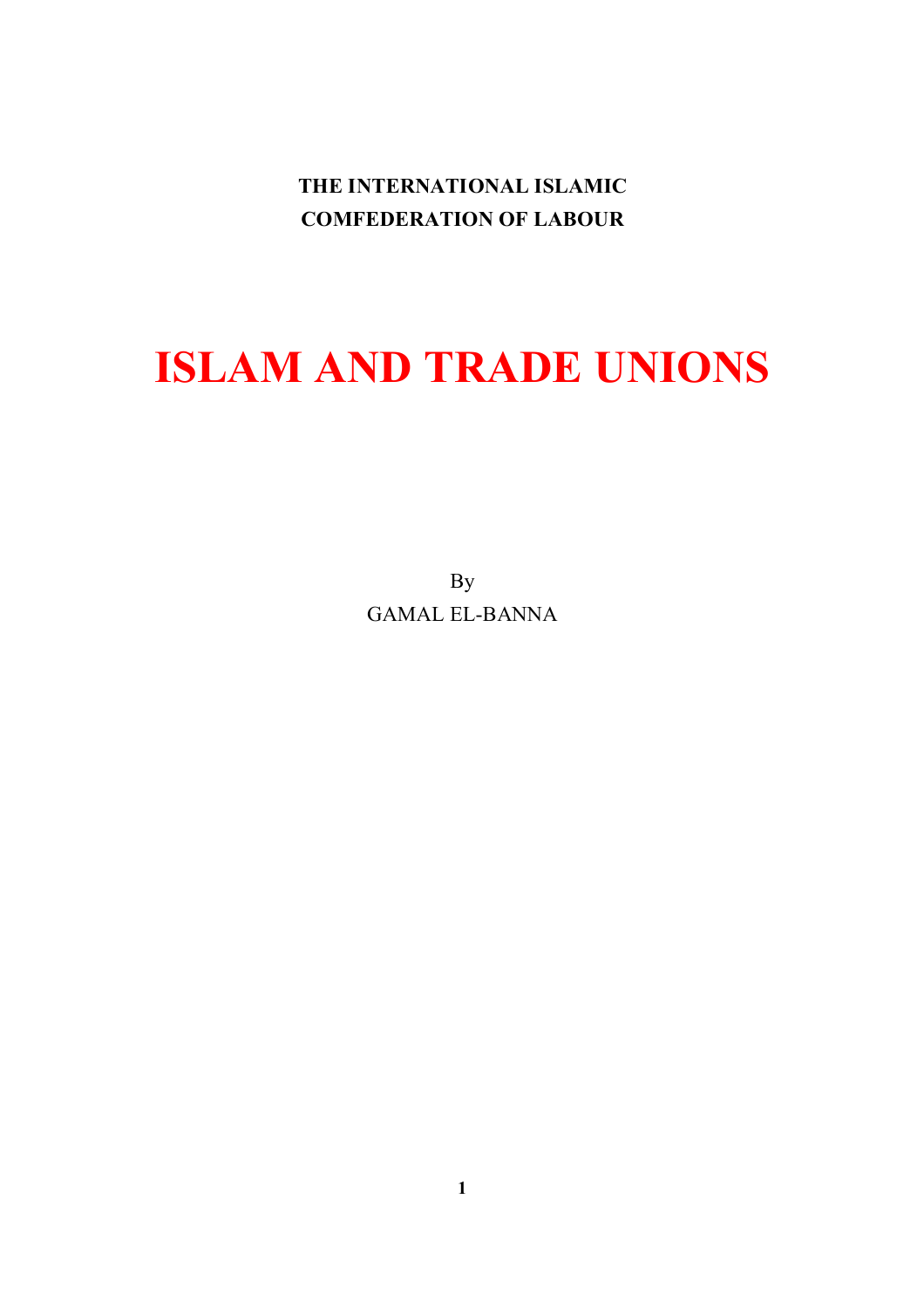**THE INTERNATIONAL ISLAMIC COMFEDERATION OF LABOUR**

# ISLAM AND TRADE UNIONS

By

GAMAL EL-BANNA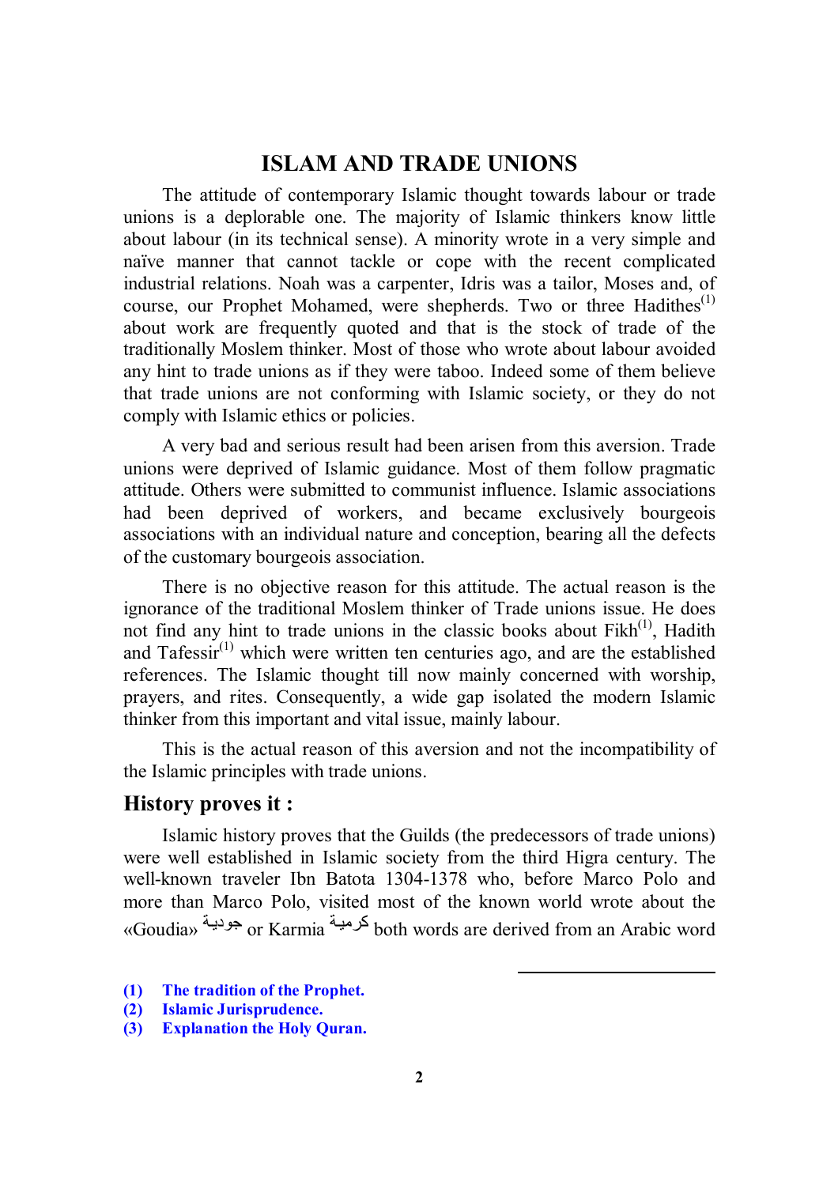# ISLAM AND TRADE UNIONS

The attitude of contemporary Islamic thought towards labour or trade unions is a deplorable one. The majority of Islamic thinkers know little about labour (in its technical sense). A minority wrote in a very simple and naïve manner that cannot tackle or cope with the recent complicated industrial relations. Noah was a carpenter, Idris was a tailor, Moses and, of course, our Prophet Mohamed, were shepherds. Two or three Hadithes[1] about work are frequently quoted and that is the stock of trade of the traditionally Moslem thinker. Most of those who wrote about labour avoided any hint to trade unions as if they were taboo. Indeed some of them believe that trade unions are not conforming with Islamic society, or they do not comply with Islamic ethics or policies.

A very bad and serious result had been arisen from this aversion. Trade unions were deprived of Islamic guidance. Most of them follow pragmatic attitude. Others were submitted to communist influence. Islamic associations had been deprived of workers, and became exclusively bourgeois associations with an individual nature and conception, bearing all the defects of the customary bourgeois association.

There is no objective reason for this attitude. The actual reason is the ignorance of the traditional Moslem thinker of Trade unions issue. He does not find any hint to trade unions in the classic books about Fikh[1], Hadith and Tafessir[1] which were written ten centuries ago, and are the established references. The Islamic thought till now mainly concerned with worship, prayers, and rites. Consequently, a wide gap isolated the modern Islamic thinker from this important and vital issue, mainly labour.

This is the actual reason of this aversion and not the incompatibility of the Islamic principles with trade unions.

## History proves it :

Islamic history proves that the Guilds (the predecessors of trade unions) were well established in Islamic society from the third Higra century. The well-known traveler Ibn Batota 1304-1378 who, before Marco Polo and more than Marco Polo, visited most of the known world wrote about the «Goudia» جودية or Karmia كرمية both words are derived from an Arabic word

---

**(1) The tradition of the Prophet.**
**(2) Islamic Jurisprudence.**
**(3) Explanation the Holy Quran.**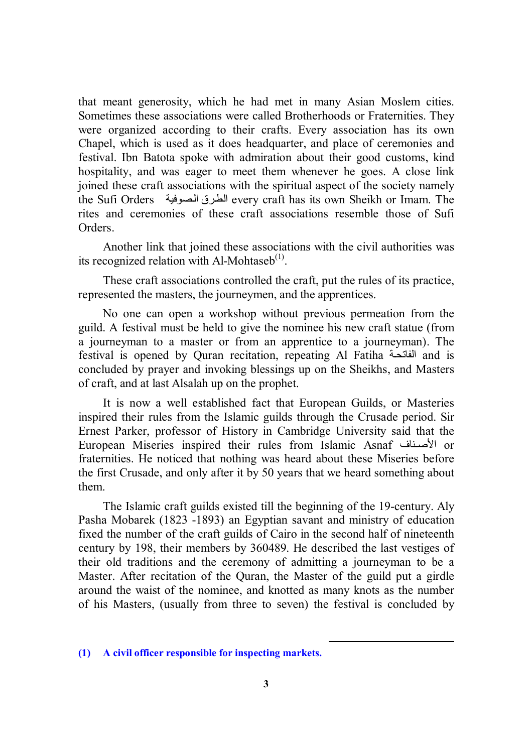that meant generosity, which he had met in many Asian Moslem cities. Sometimes these associations were called Brotherhoods or Fraternities. They were organized according to their crafts. Every association has its own Chapel, which is used as it does headquarter, and place of ceremonies and festival. Ibn Batota spoke with admiration about their good customs, kind hospitality, and was eager to meet them whenever he goes. A close link joined these craft associations with the spiritual aspect of the society namely the Sufi Orders الطرق الصوفية every craft has its own Sheikh or Imam. The rites and ceremonies of these craft associations resemble those of Sufi Orders.

Another link that joined these associations with the civil authorities was its recognized relation with Al-Mohtaseb(1).

These craft associations controlled the craft, put the rules of its practice, represented the masters, the journeymen, and the apprentices.

No one can open a workshop without previous permeation from the guild. A festival must be held to give the nominee his new craft statue (from a journeyman to a master or from an apprentice to a journeyman). The festival is opened by Quran recitation, repeating Al Fatiha الفاتحة and is concluded by prayer and invoking blessings up on the Sheikhs, and Masters of craft, and at last Alsalah up on the prophet.

It is now a well established fact that European Guilds, or Masteries inspired their rules from the Islamic guilds through the Crusade period. Sir Ernest Parker, professor of History in Cambridge University said that the European Miseries inspired their rules from Islamic Asnaf الأصناف or fraternities. He noticed that nothing was heard about these Miseries before the first Crusade, and only after it by 50 years that we heard something about them.

The Islamic craft guilds existed till the beginning of the 19-century. Aly Pasha Mobarek (1823 -1893) an Egyptian savant and ministry of education fixed the number of the craft guilds of Cairo in the second half of nineteenth century by 198, their members by 360489. He described the last vestiges of their old traditions and the ceremony of admitting a journeyman to be a Master. After recitation of the Quran, the Master of the guild put a girdle around the waist of the nominee, and knotted as many knots as the number of his Masters, (usually from three to seven) the festival is concluded by

---

**(1) A civil officer responsible for inspecting markets.**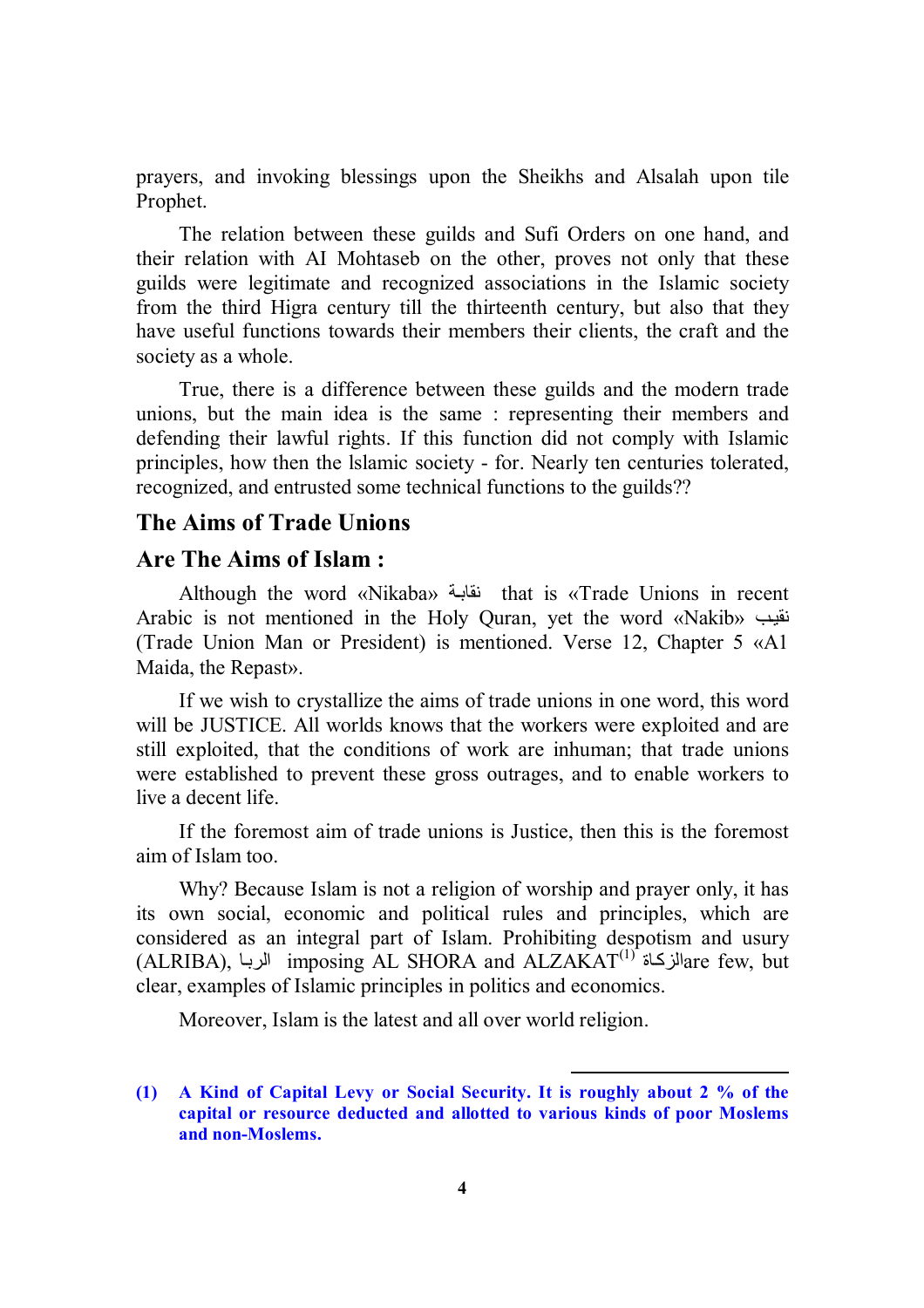prayers, and invoking blessings upon the Sheikhs and Alsalah upon tile Prophet.

The relation between these guilds and Sufi Orders on one hand, and their relation with AI Mohtaseb on the other, proves not only that these guilds were legitimate and recognized associations in the Islamic society from the third Higra century till the thirteenth century, but also that they have useful functions towards their members their clients, the craft and the society as a whole.

True, there is a difference between these guilds and the modern trade unions, but the main idea is the same : representing their members and defending their lawful rights. If this function did not comply with Islamic principles, how then the lslamic society - for. Nearly ten centuries tolerated, recognized, and entrusted some technical functions to the guilds??

## The Aims of Trade Unions

## Are The Aims of Islam :

Although the word «Nikaba» نقابة that is «Trade Unions in recent Arabic is not mentioned in the Holy Quran, yet the word «Nakib» نقيب (Trade Union Man or President) is mentioned. Verse 12, Chapter 5 «A1 Maida, the Repast».

If we wish to crystallize the aims of trade unions in one word, this word will be JUSTICE. All worlds knows that the workers were exploited and are still exploited, that the conditions of work are inhuman; that trade unions were established to prevent these gross outrages, and to enable workers to live a decent life.

If the foremost aim of trade unions is Justice, then this is the foremost aim of Islam too.

Why? Because Islam is not a religion of worship and prayer only, it has its own social, economic and political rules and principles, which are considered as an integral part of Islam. Prohibiting despotism and usury (ALRIBA), الربا imposing AL SHORA and ALZAKAT[1] الزكاة are few, but clear, examples of Islamic principles in politics and economics.

Moreover, Islam is the latest and all over world religion.

---

**(1) A Kind of Capital Levy or Social Security. It is roughly about 2 % of the capital or resource deducted and allotted to various kinds of poor Moslems and non-Moslems.**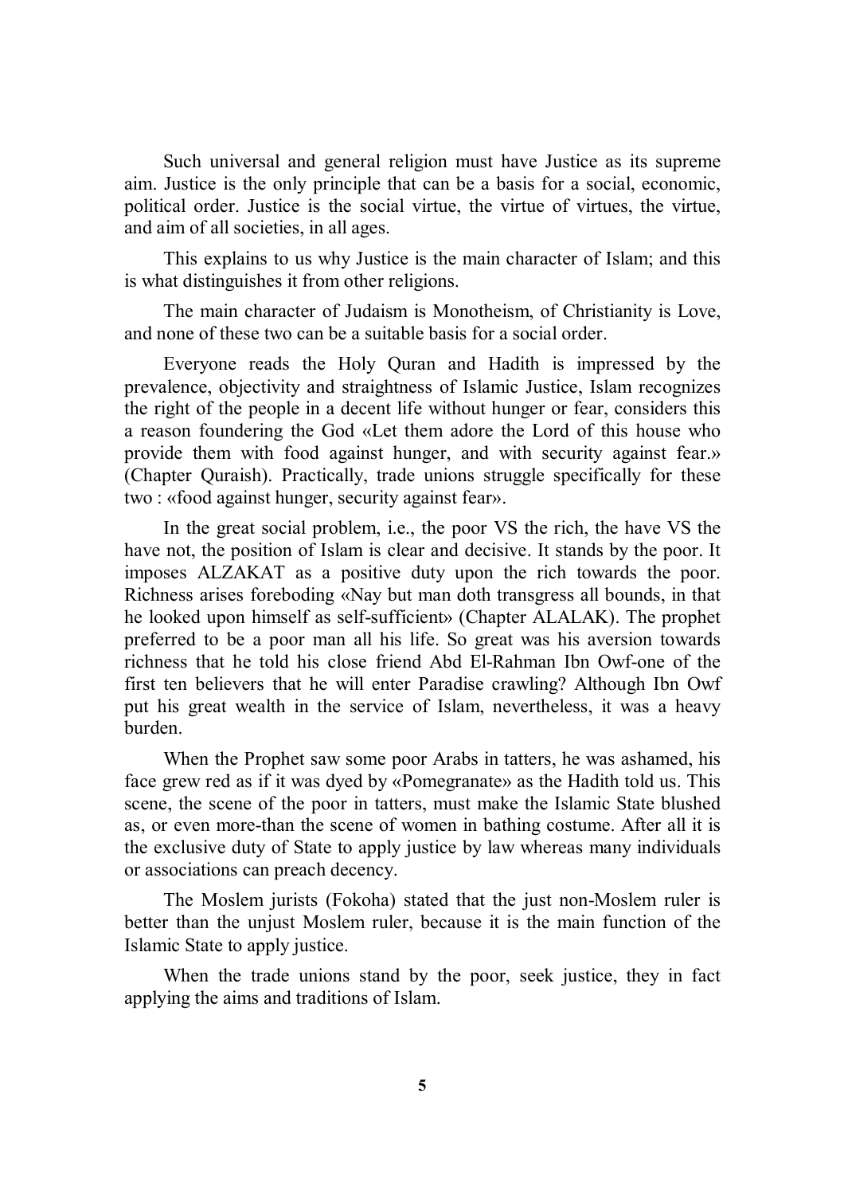Such universal and general religion must have Justice as its supreme aim. Justice is the only principle that can be a basis for a social, economic, political order. Justice is the social virtue, the virtue of virtues, the virtue, and aim of all societies, in all ages.

This explains to us why Justice is the main character of Islam; and this is what distinguishes it from other religions.

The main character of Judaism is Monotheism, of Christianity is Love, and none of these two can be a suitable basis for a social order.

Everyone reads the Holy Quran and Hadith is impressed by the prevalence, objectivity and straightness of Islamic Justice, Islam recognizes the right of the people in a decent life without hunger or fear, considers this a reason foundering the God «Let them adore the Lord of this house who provide them with food against hunger, and with security against fear.» (Chapter Quraish). Practically, trade unions struggle specifically for these two : «food against hunger, security against fear».

In the great social problem, i.e., the poor VS the rich, the have VS the have not, the position of Islam is clear and decisive. It stands by the poor. It imposes ALZAKAT as a positive duty upon the rich towards the poor. Richness arises foreboding «Nay but man doth transgress all bounds, in that he looked upon himself as self-sufficient» (Chapter ALALAK). The prophet preferred to be a poor man all his life. So great was his aversion towards richness that he told his close friend Abd El-Rahman Ibn Owf-one of the first ten believers that he will enter Paradise crawling? Although Ibn Owf put his great wealth in the service of Islam, nevertheless, it was a heavy burden.

When the Prophet saw some poor Arabs in tatters, he was ashamed, his face grew red as if it was dyed by «Pomegranate» as the Hadith told us. This scene, the scene of the poor in tatters, must make the Islamic State blushed as, or even more-than the scene of women in bathing costume. After all it is the exclusive duty of State to apply justice by law whereas many individuals or associations can preach decency.

The Moslem jurists (Fokoha) stated that the just non-Moslem ruler is better than the unjust Moslem ruler, because it is the main function of the Islamic State to apply justice.

When the trade unions stand by the poor, seek justice, they in fact applying the aims and traditions of Islam.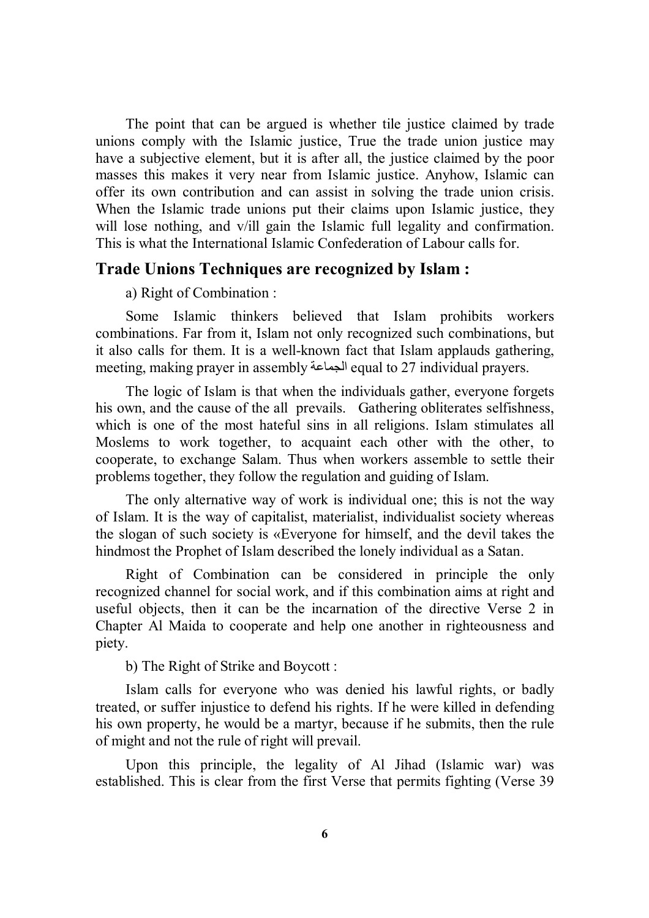The point that can be argued is whether tile justice claimed by trade unions comply with the Islamic justice, True the trade union justice may have a subjective element, but it is after all, the justice claimed by the poor masses this makes it very near from Islamic justice. Anyhow, Islamic can offer its own contribution and can assist in solving the trade union crisis. When the Islamic trade unions put their claims upon Islamic justice, they will lose nothing, and v/ill gain the Islamic full legality and confirmation. This is what the International Islamic Confederation of Labour calls for.

## Trade Unions Techniques are recognized by Islam :

a) Right of Combination :

Some Islamic thinkers believed that Islam prohibits workers combinations. Far from it, Islam not only recognized such combinations, but it also calls for them. It is a well-known fact that Islam applauds gathering, meeting, making prayer in assembly الجماعة equal to 27 individual prayers.

The logic of Islam is that when the individuals gather, everyone forgets his own, and the cause of the all prevails. Gathering obliterates selfishness, which is one of the most hateful sins in all religions. Islam stimulates all Moslems to work together, to acquaint each other with the other, to cooperate, to exchange Salam. Thus when workers assemble to settle their problems together, they follow the regulation and guiding of Islam.

The only alternative way of work is individual one; this is not the way of Islam. It is the way of capitalist, materialist, individualist society whereas the slogan of such society is «Everyone for himself, and the devil takes the hindmost the Prophet of Islam described the lonely individual as a Satan.

Right of Combination can be considered in principle the only recognized channel for social work, and if this combination aims at right and useful objects, then it can be the incarnation of the directive Verse 2 in Chapter Al Maida to cooperate and help one another in righteousness and piety.

b) The Right of Strike and Boycott :

Islam calls for everyone who was denied his lawful rights, or badly treated, or suffer injustice to defend his rights. If he were killed in defending his own property, he would be a martyr, because if he submits, then the rule of might and not the rule of right will prevail.

Upon this principle, the legality of Al Jihad (Islamic war) was established. This is clear from the first Verse that permits fighting (Verse 39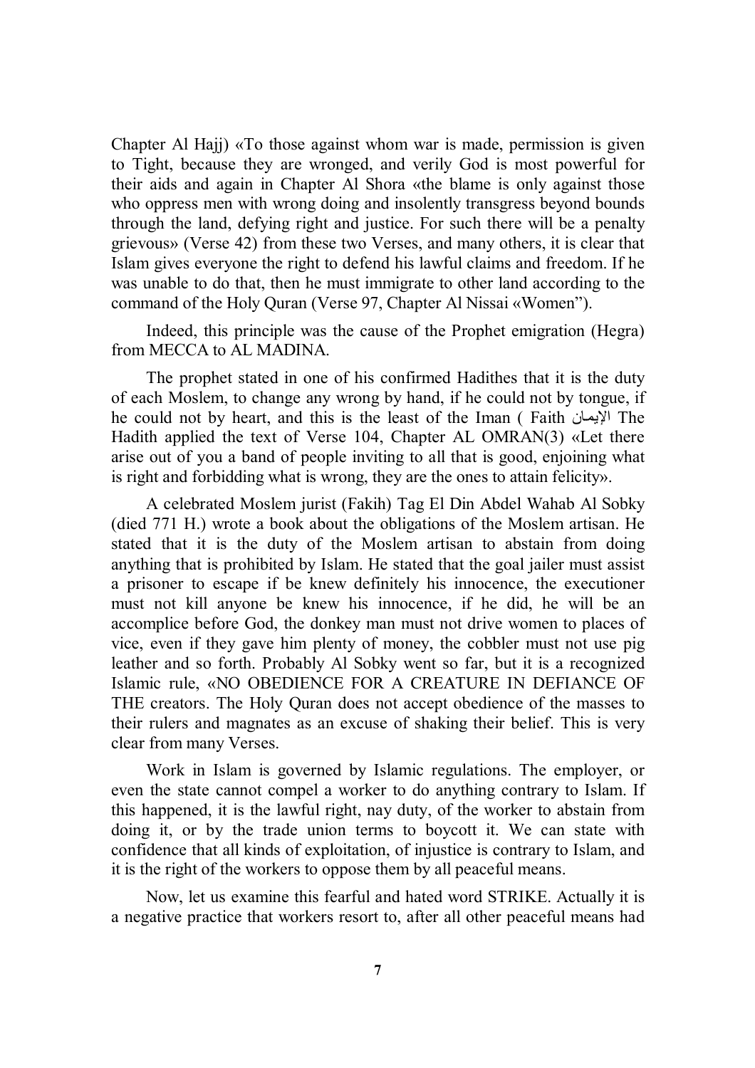Chapter Al Hajj) «To those against whom war is made, permission is given to Tight, because they are wronged, and verily God is most powerful for their aids and again in Chapter Al Shora «the blame is only against those who oppress men with wrong doing and insolently transgress beyond bounds through the land, defying right and justice. For such there will be a penalty grievous» (Verse 42) from these two Verses, and many others, it is clear that Islam gives everyone the right to defend his lawful claims and freedom. If he was unable to do that, then he must immigrate to other land according to the command of the Holy Quran (Verse 97, Chapter Al Nissai «Women”).

Indeed, this principle was the cause of the Prophet emigration (Hegra) from MECCA to AL MADINA.

The prophet stated in one of his confirmed Hadithes that it is the duty of each Moslem, to change any wrong by hand, if he could not by tongue, if he could not by heart, and this is the least of the Iman ( Faith الإيمان The Hadith applied the text of Verse 104, Chapter AL OMRAN(3) «Let there arise out of you a band of people inviting to all that is good, enjoining what is right and forbidding what is wrong, they are the ones to attain felicity».

A celebrated Moslem jurist (Fakih) Tag El Din Abdel Wahab Al Sobky (died 771 H.) wrote a book about the obligations of the Moslem artisan. He stated that it is the duty of the Moslem artisan to abstain from doing anything that is prohibited by Islam. He stated that the goal jailer must assist a prisoner to escape if be knew definitely his innocence, the executioner must not kill anyone be knew his innocence, if he did, he will be an accomplice before God, the donkey man must not drive women to places of vice, even if they gave him plenty of money, the cobbler must not use pig leather and so forth. Probably Al Sobky went so far, but it is a recognized Islamic rule, «NO OBEDIENCE FOR A CREATURE IN DEFIANCE OF THE creators. The Holy Quran does not accept obedience of the masses to their rulers and magnates as an excuse of shaking their belief. This is very clear from many Verses.

Work in Islam is governed by Islamic regulations. The employer, or even the state cannot compel a worker to do anything contrary to Islam. If this happened, it is the lawful right, nay duty, of the worker to abstain from doing it, or by the trade union terms to boycott it. We can state with confidence that all kinds of exploitation, of injustice is contrary to Islam, and it is the right of the workers to oppose them by all peaceful means.

Now, let us examine this fearful and hated word STRIKE. Actually it is a negative practice that workers resort to, after all other peaceful means had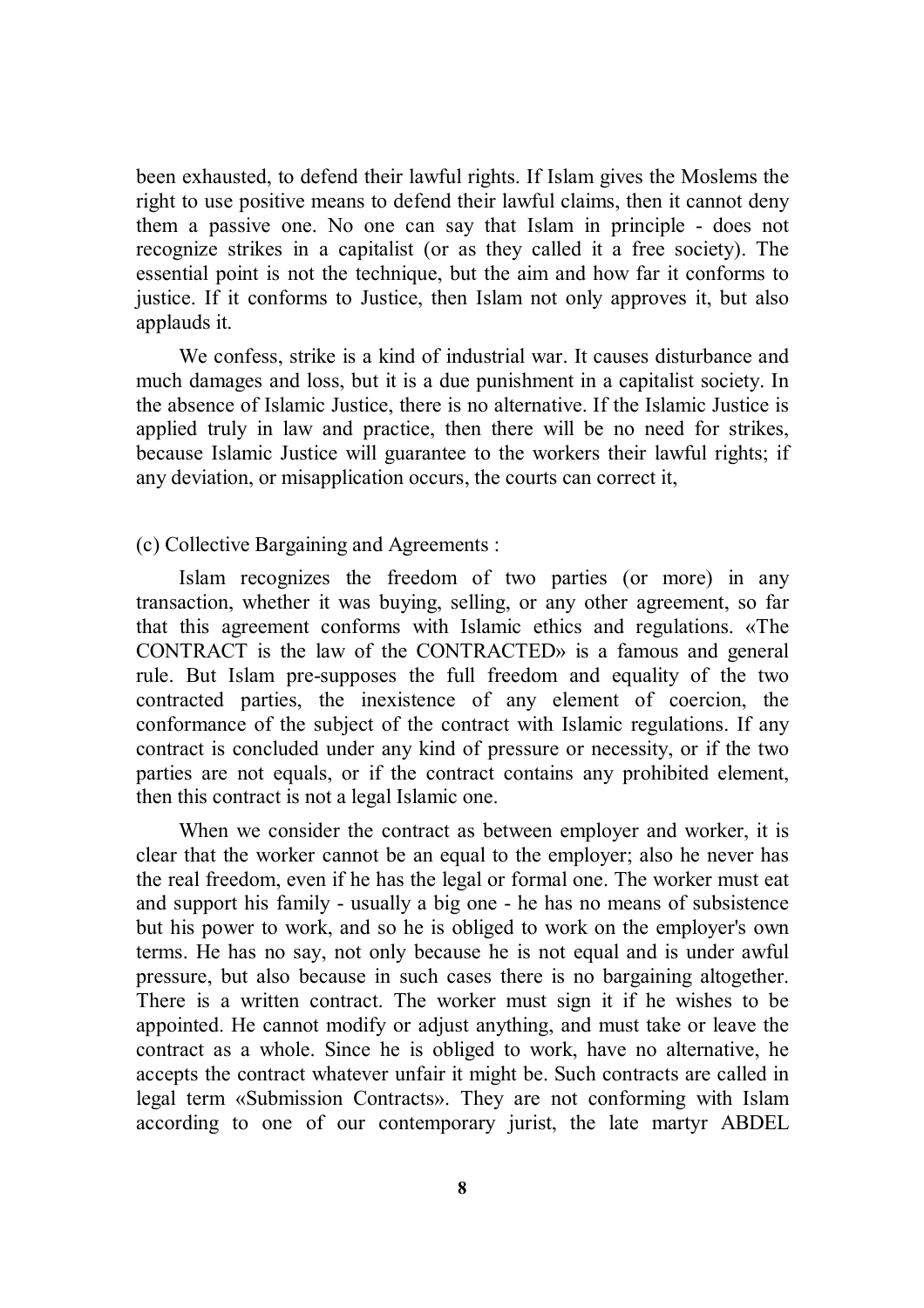been exhausted, to defend their lawful rights. If Islam gives the Moslems the right to use positive means to defend their lawful claims, then it cannot deny them a passive one. No one can say that Islam in principle - does not recognize strikes in a capitalist (or as they called it a free society). The essential point is not the technique, but the aim and how far it conforms to justice. If it conforms to Justice, then Islam not only approves it, but also applauds it.

We confess, strike is a kind of industrial war. It causes disturbance and much damages and loss, but it is a due punishment in a capitalist society. In the absence of Islamic Justice, there is no alternative. If the Islamic Justice is applied truly in law and practice, then there will be no need for strikes, because Islamic Justice will guarantee to the workers their lawful rights; if any deviation, or misapplication occurs, the courts can correct it,

(c) Collective Bargaining and Agreements :

Islam recognizes the freedom of two parties (or more) in any transaction, whether it was buying, selling, or any other agreement, so far that this agreement conforms with Islamic ethics and regulations. «The CONTRACT is the law of the CONTRACTED» is a famous and general rule. But Islam pre-supposes the full freedom and equality of the two contracted parties, the inexistence of any element of coercion, the conformance of the subject of the contract with Islamic regulations. If any contract is concluded under any kind of pressure or necessity, or if the two parties are not equals, or if the contract contains any prohibited element, then this contract is not a legal Islamic one.

When we consider the contract as between employer and worker, it is clear that the worker cannot be an equal to the employer; also he never has the real freedom, even if he has the legal or formal one. The worker must eat and support his family - usually a big one - he has no means of subsistence but his power to work, and so he is obliged to work on the employer's own terms. He has no say, not only because he is not equal and is under awful pressure, but also because in such cases there is no bargaining altogether. There is a written contract. The worker must sign it if he wishes to be appointed. He cannot modify or adjust anything, and must take or leave the contract as a whole. Since he is obliged to work, have no alternative, he accepts the contract whatever unfair it might be. Such contracts are called in legal term «Submission Contracts». They are not conforming with Islam according to one of our contemporary jurist, the late martyr ABDEL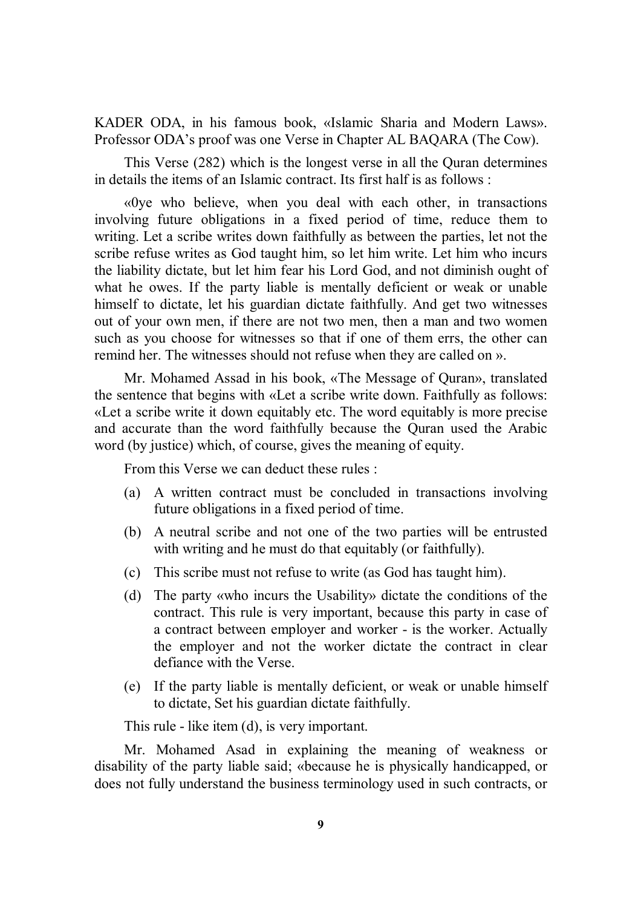KADER ODA, in his famous book, «Islamic Sharia and Modern Laws». Professor ODA's proof was one Verse in Chapter AL BAQARA (The Cow).

This Verse (282) which is the longest verse in all the Quran determines in details the items of an Islamic contract. Its first half is as follows :

«0ye who believe, when you deal with each other, in transactions involving future obligations in a fixed period of time, reduce them to writing. Let a scribe writes down faithfully as between the parties, let not the scribe refuse writes as God taught him, so let him write. Let him who incurs the liability dictate, but let him fear his Lord God, and not diminish ought of what he owes. If the party liable is mentally deficient or weak or unable himself to dictate, let his guardian dictate faithfully. And get two witnesses out of your own men, if there are not two men, then a man and two women such as you choose for witnesses so that if one of them errs, the other can remind her. The witnesses should not refuse when they are called on ».

Mr. Mohamed Assad in his book, «The Message of Quran», translated the sentence that begins with «Let a scribe write down. Faithfully as follows: «Let a scribe write it down equitably etc. The word equitably is more precise and accurate than the word faithfully because the Quran used the Arabic word (by justice) which, of course, gives the meaning of equity.

From this Verse we can deduct these rules :

(a) A written contract must be concluded in transactions involving future obligations in a fixed period of time.

(b) A neutral scribe and not one of the two parties will be entrusted with writing and he must do that equitably (or faithfully).

(c) This scribe must not refuse to write (as God has taught him).

(d) The party «who incurs the Usability» dictate the conditions of the contract. This rule is very important, because this party in case of a contract between employer and worker - is the worker. Actually the employer and not the worker dictate the contract in clear defiance with the Verse.

(e) If the party liable is mentally deficient, or weak or unable himself to dictate, Set his guardian dictate faithfully.

This rule - like item (d), is very important.

Mr. Mohamed Asad in explaining the meaning of weakness or disability of the party liable said; «because he is physically handicapped, or does not fully understand the business terminology used in such contracts, or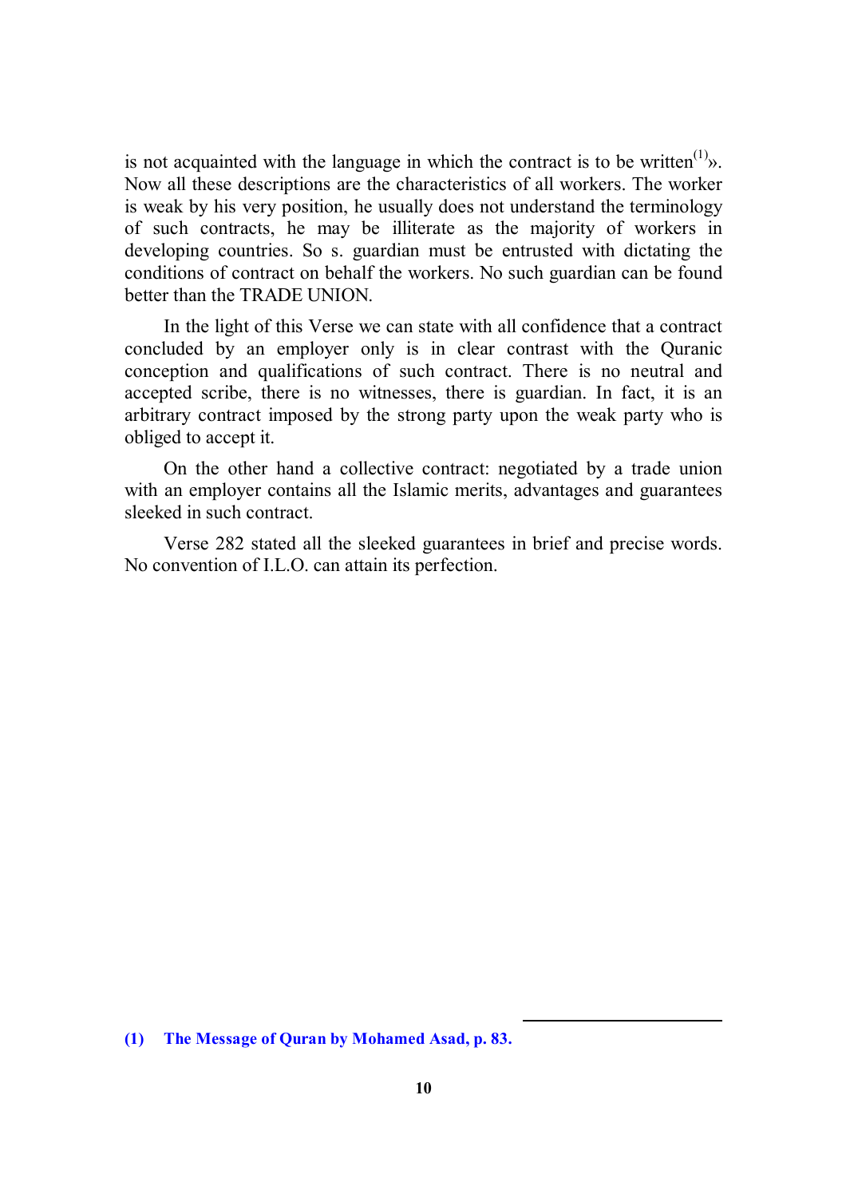is not acquainted with the language in which the contract is to be written[1]». Now all these descriptions are the characteristics of all workers. The worker is weak by his very position, he usually does not understand the terminology of such contracts, he may be illiterate as the majority of workers in developing countries. So s. guardian must be entrusted with dictating the conditions of contract on behalf the workers. No such guardian can be found better than the TRADE UNION.

In the light of this Verse we can state with all confidence that a contract concluded by an employer only is in clear contrast with the Quranic conception and qualifications of such contract. There is no neutral and accepted scribe, there is no witnesses, there is guardian. In fact, it is an arbitrary contract imposed by the strong party upon the weak party who is obliged to accept it.

On the other hand a collective contract: negotiated by a trade union with an employer contains all the Islamic merits, advantages and guarantees sleeked in such contract.

Verse 282 stated all the sleeked guarantees in brief and precise words. No convention of I.L.O. can attain its perfection.

---

**(1) The Message of Quran by Mohamed Asad, p. 83.**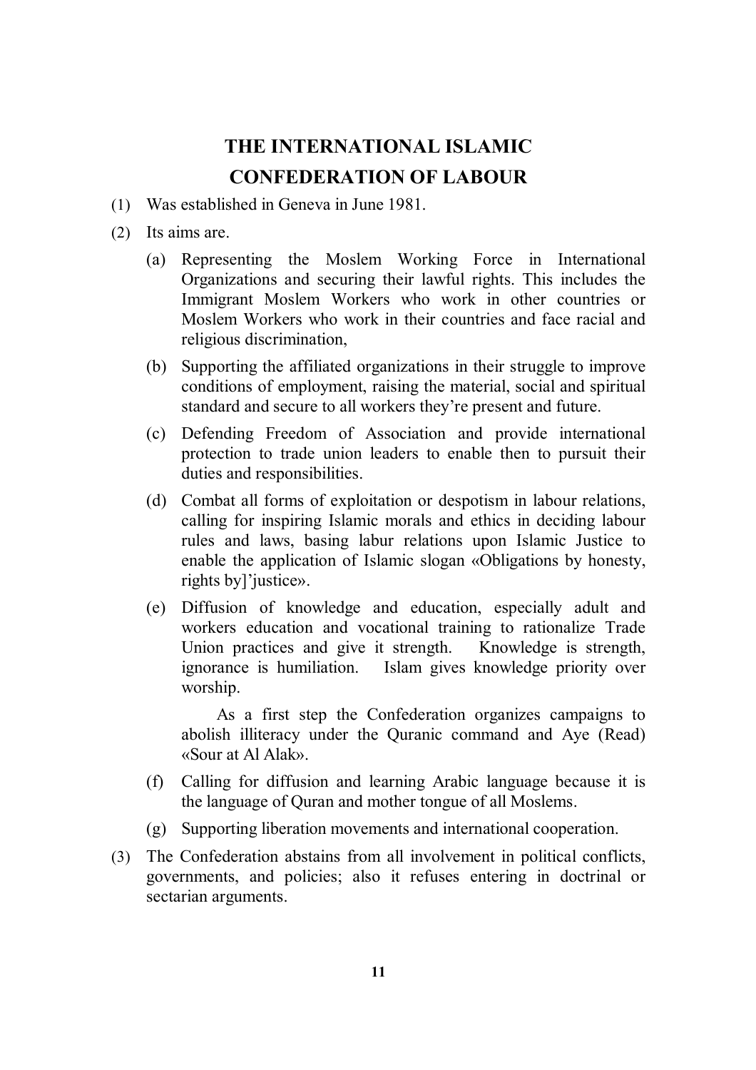# THE INTERNATIONAL ISLAMIC CONFEDERATION OF LABOUR

(1) Was established in Geneva in June 1981.

(2) Its aims are.

  (a) Representing the Moslem Working Force in International Organizations and securing their lawful rights. This includes the Immigrant Moslem Workers who work in other countries or Moslem Workers who work in their countries and face racial and religious discrimination,

  (b) Supporting the affiliated organizations in their struggle to improve conditions of employment, raising the material, social and spiritual standard and secure to all workers they're present and future.

  (c) Defending Freedom of Association and provide international protection to trade union leaders to enable then to pursuit their duties and responsibilities.

  (d) Combat all forms of exploitation or despotism in labour relations, calling for inspiring Islamic morals and ethics in deciding labour rules and laws, basing labur relations upon Islamic Justice to enable the application of Islamic slogan «Obligations by honesty, rights by]'justice».

  (e) Diffusion of knowledge and education, especially adult and workers education and vocational training to rationalize Trade Union practices and give it strength. Knowledge is strength, ignorance is humiliation. Islam gives knowledge priority over worship.

  As a first step the Confederation organizes campaigns to abolish illiteracy under the Quranic command and Aye (Read) «Sour at Al Alak».

  (f) Calling for diffusion and learning Arabic language because it is the language of Quran and mother tongue of all Moslems.

  (g) Supporting liberation movements and international cooperation.

(3) The Confederation abstains from all involvement in political conflicts, governments, and policies; also it refuses entering in doctrinal or sectarian arguments.